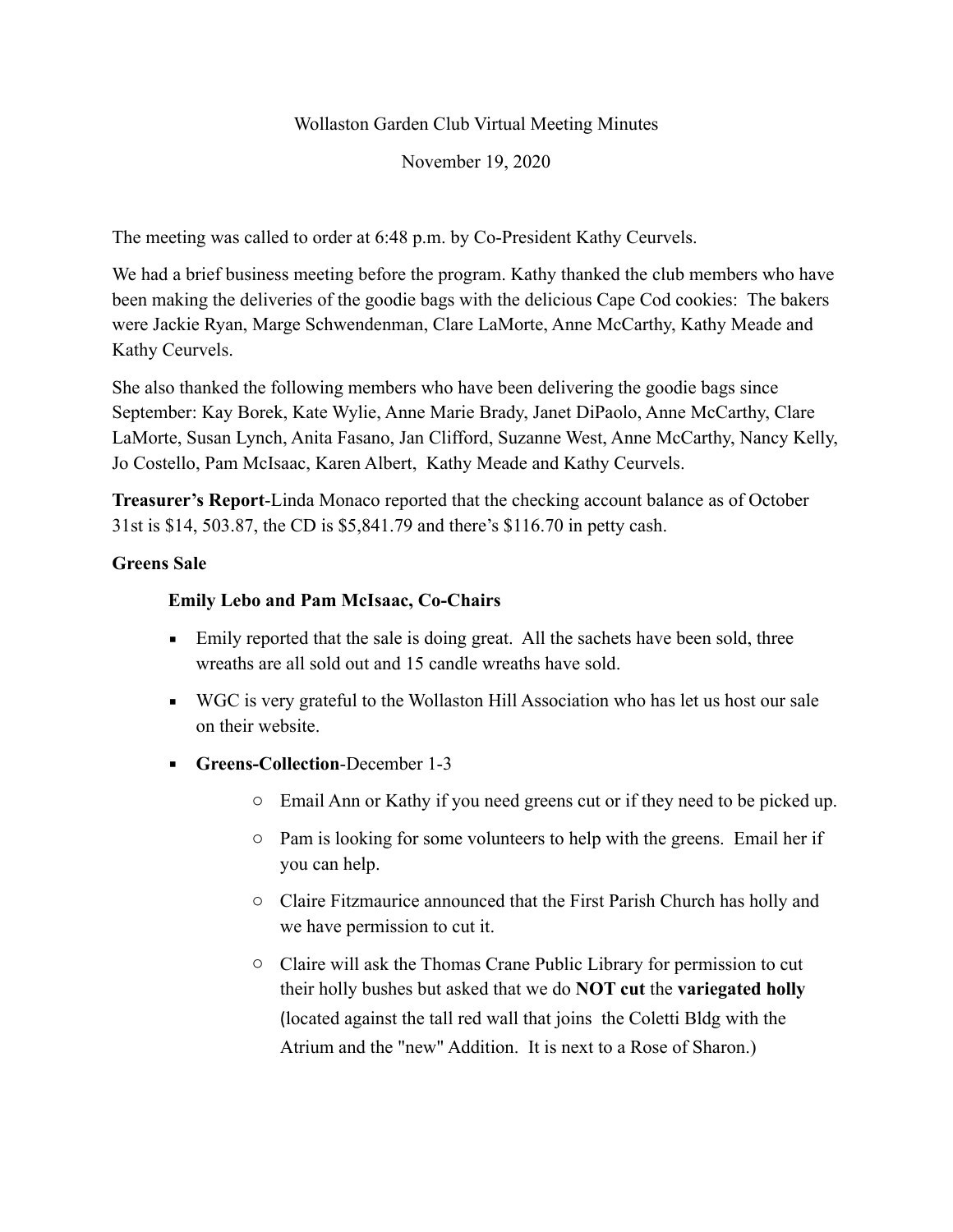Wollaston Garden Club Virtual Meeting Minutes

November 19, 2020

The meeting was called to order at 6:48 p.m. by Co-President Kathy Ceurvels.

We had a brief business meeting before the program. Kathy thanked the club members who have been making the deliveries of the goodie bags with the delicious Cape Cod cookies: The bakers were Jackie Ryan, Marge Schwendenman, Clare LaMorte, Anne McCarthy, Kathy Meade and Kathy Ceurvels.

She also thanked the following members who have been delivering the goodie bags since September: Kay Borek, Kate Wylie, Anne Marie Brady, Janet DiPaolo, Anne McCarthy, Clare LaMorte, Susan Lynch, Anita Fasano, Jan Clifford, Suzanne West, Anne McCarthy, Nancy Kelly, Jo Costello, Pam McIsaac, Karen Albert, Kathy Meade and Kathy Ceurvels.

**Treasurer's Report**-Linda Monaco reported that the checking account balance as of October 31st is $14, 503.87, the CD is $5,841.79 and there's $116.70 in petty cash.

**Greens Sale**

**Emily Lebo and Pam McIsaac, Co-Chairs**

- Emily reported that the sale is doing great. All the sachets have been sold, three wreaths are all sold out and 15 candle wreaths have sold.
- WGC is very grateful to the Wollaston Hill Association who has let us host our sale on their website.
- **Greens-Collection**-December 1-3
    - Email Ann or Kathy if you need greens cut or if they need to be picked up.
    - Pam is looking for some volunteers to help with the greens. Email her if you can help.
    - Claire Fitzmaurice announced that the First Parish Church has holly and we have permission to cut it.
    - Claire will ask the Thomas Crane Public Library for permission to cut their holly bushes but asked that we do **NOT cut** the **variegated holly** (located against the tall red wall that joins the Coletti Bldg with the Atrium and the "new" Addition. It is next to a Rose of Sharon.)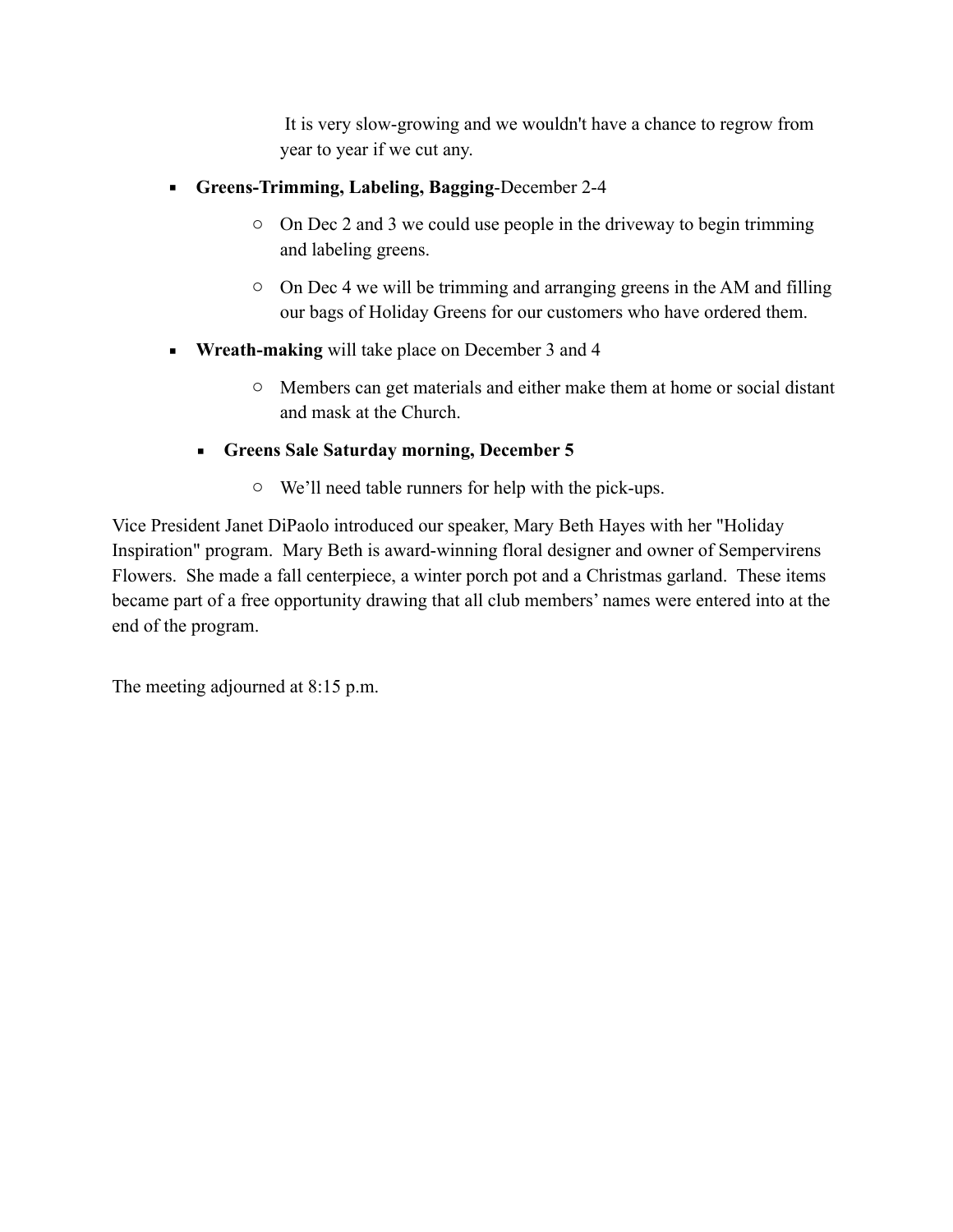It is very slow-growing and we wouldn't have a chance to regrow from year to year if we cut any.

- **Greens-Trimming, Labeling, Bagging**-December 2-4
    - On Dec 2 and 3 we could use people in the driveway to begin trimming and labeling greens.
    - On Dec 4 we will be trimming and arranging greens in the AM and filling our bags of Holiday Greens for our customers who have ordered them.
- **Wreath-making** will take place on December 3 and 4
    - Members can get materials and either make them at home or social distant and mask at the Church.
- **Greens Sale Saturday morning, December 5**
    - We'll need table runners for help with the pick-ups.

Vice President Janet DiPaolo introduced our speaker, Mary Beth Hayes with her "Holiday Inspiration" program. Mary Beth is award-winning floral designer and owner of Sempervirens Flowers. She made a fall centerpiece, a winter porch pot and a Christmas garland. These items became part of a free opportunity drawing that all club members' names were entered into at the end of the program.

The meeting adjourned at 8:15 p.m.